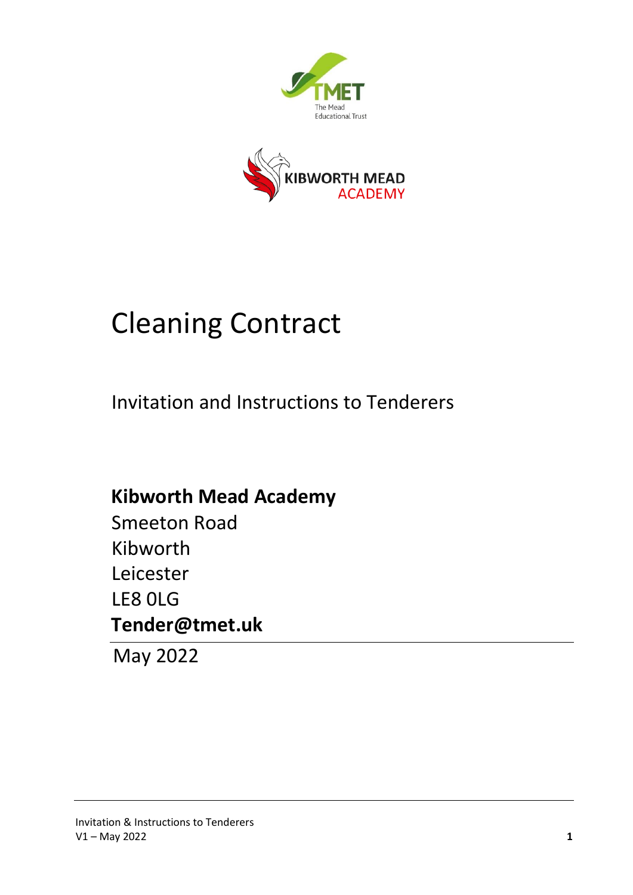TMET

The Mead Educational Trust

KIBWORTH MEAD ACADEMY

# Cleaning Contract

## Invitation and Instructions to Tenderers

**Kibworth Mead Academy**
Smeeton Road
Kibworth
Leicester
LE8 0LG
**Tender@tmet.uk**

May 2022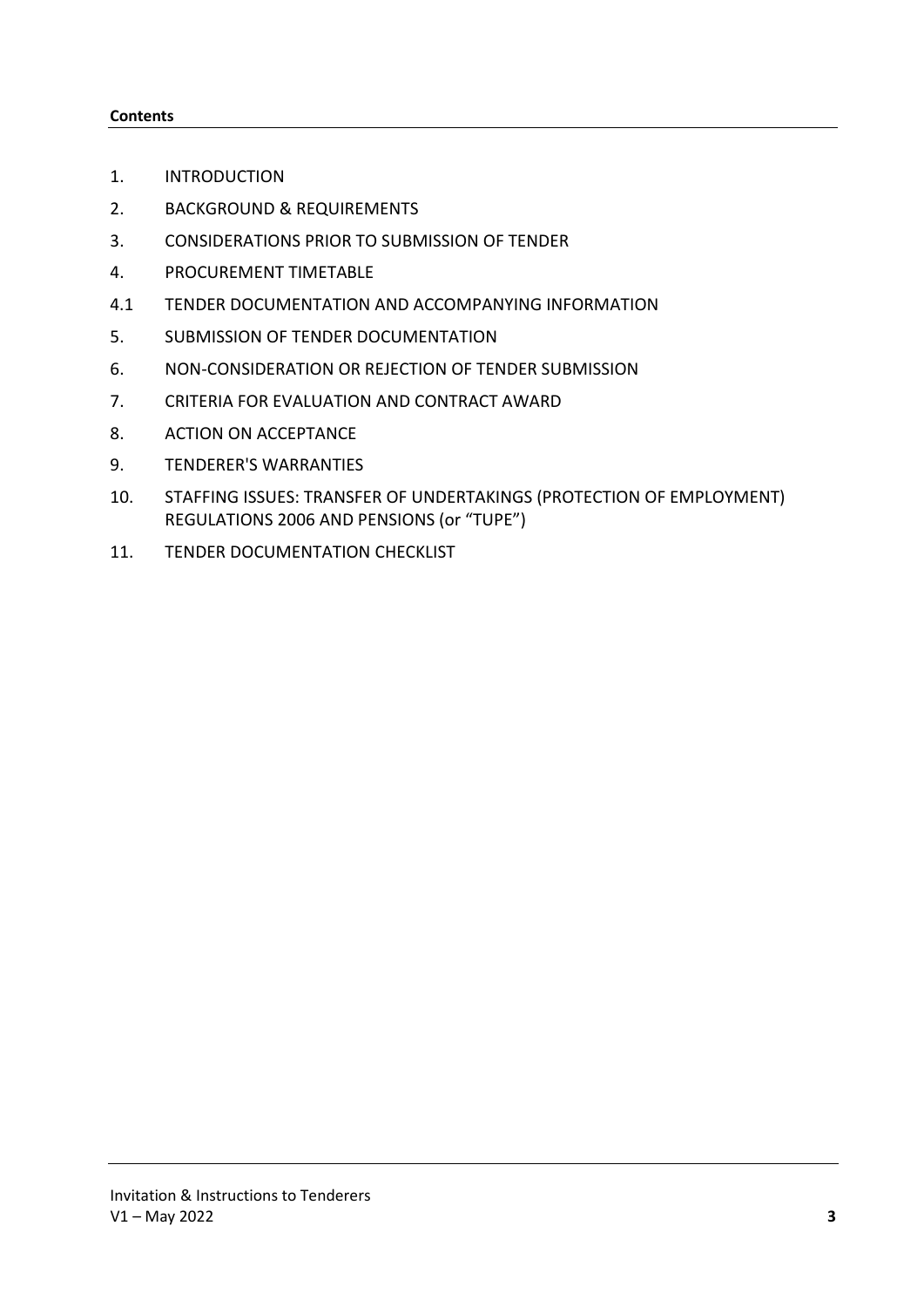**Contents**

1. INTRODUCTION
2. BACKGROUND & REQUIREMENTS
3. CONSIDERATIONS PRIOR TO SUBMISSION OF TENDER
4. PROCUREMENT TIMETABLE

4.1 TENDER DOCUMENTATION AND ACCOMPANYING INFORMATION

5. SUBMISSION OF TENDER DOCUMENTATION
6. NON-CONSIDERATION OR REJECTION OF TENDER SUBMISSION
7. CRITERIA FOR EVALUATION AND CONTRACT AWARD
8. ACTION ON ACCEPTANCE
9. TENDERER'S WARRANTIES
10. STAFFING ISSUES: TRANSFER OF UNDERTAKINGS (PROTECTION OF EMPLOYMENT) REGULATIONS 2006 AND PENSIONS (or "TUPE")
11. TENDER DOCUMENTATION CHECKLIST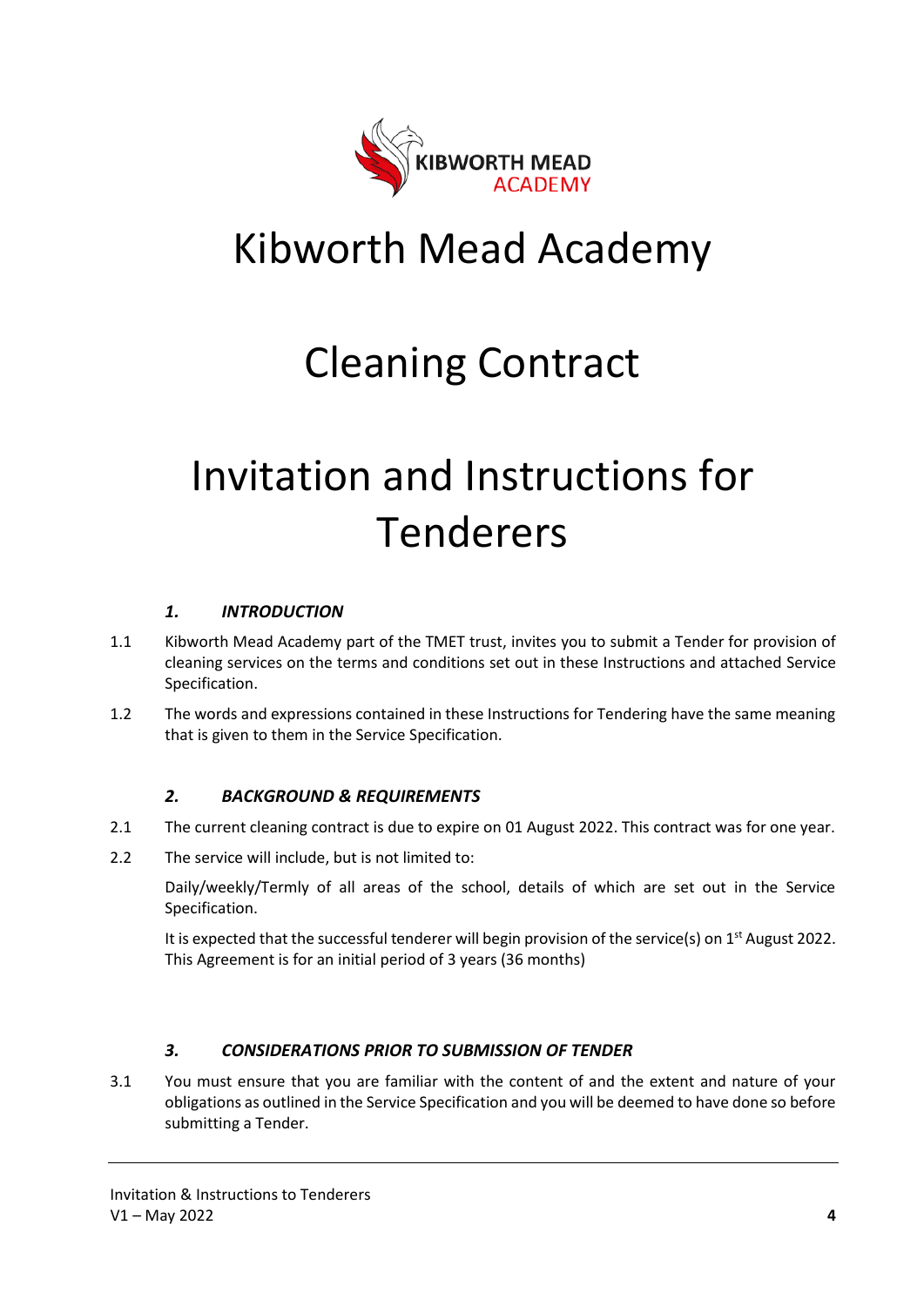KIBWORTH MEAD ACADEMY

# Kibworth Mead Academy

# Cleaning Contract

# Invitation and Instructions for Tenderers

### *1. INTRODUCTION*

1.1 Kibworth Mead Academy part of the TMET trust, invites you to submit a Tender for provision of cleaning services on the terms and conditions set out in these Instructions and attached Service Specification.

1.2 The words and expressions contained in these Instructions for Tendering have the same meaning that is given to them in the Service Specification.

### *2. BACKGROUND & REQUIREMENTS*

2.1 The current cleaning contract is due to expire on 01 August 2022. This contract was for one year.

2.2 The service will include, but is not limited to:

Daily/weekly/Termly of all areas of the school, details of which are set out in the Service Specification.

It is expected that the successful tenderer will begin provision of the service(s) on 1st August 2022. This Agreement is for an initial period of 3 years (36 months)

### *3. CONSIDERATIONS PRIOR TO SUBMISSION OF TENDER*

3.1 You must ensure that you are familiar with the content of and the extent and nature of your obligations as outlined in the Service Specification and you will be deemed to have done so before submitting a Tender.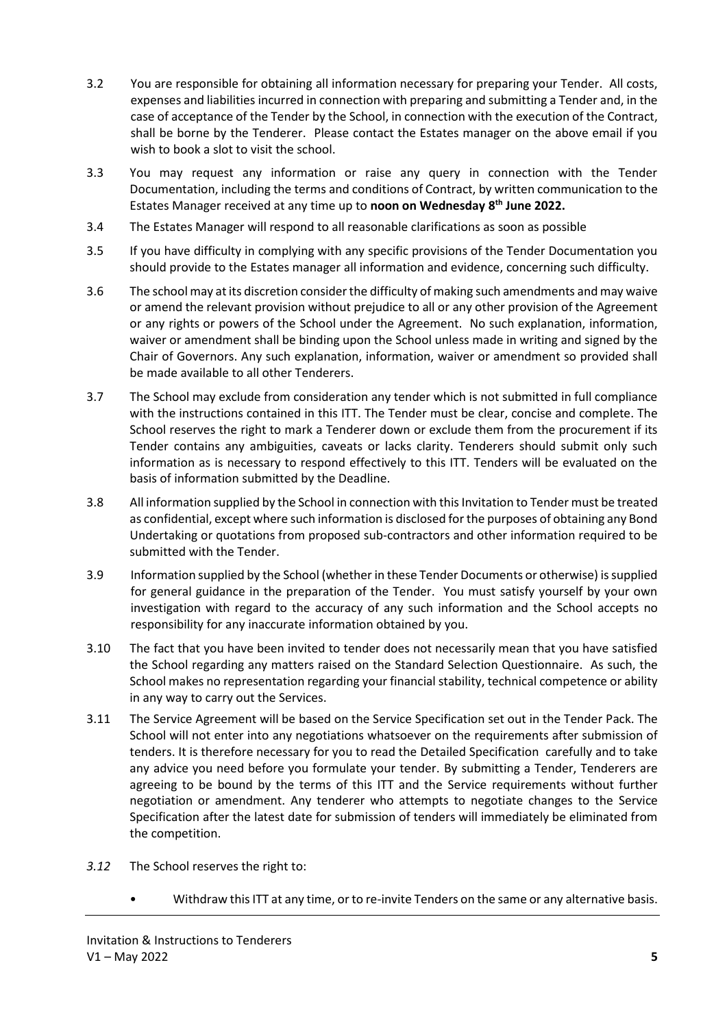3.2 You are responsible for obtaining all information necessary for preparing your Tender. All costs, expenses and liabilities incurred in connection with preparing and submitting a Tender and, in the case of acceptance of the Tender by the School, in connection with the execution of the Contract, shall be borne by the Tenderer. Please contact the Estates manager on the above email if you wish to book a slot to visit the school.

3.3 You may request any information or raise any query in connection with the Tender Documentation, including the terms and conditions of Contract, by written communication to the Estates Manager received at any time up to **noon on Wednesday 8th June 2022.**

3.4 The Estates Manager will respond to all reasonable clarifications as soon as possible

3.5 If you have difficulty in complying with any specific provisions of the Tender Documentation you should provide to the Estates manager all information and evidence, concerning such difficulty.

3.6 The school may at its discretion consider the difficulty of making such amendments and may waive or amend the relevant provision without prejudice to all or any other provision of the Agreement or any rights or powers of the School under the Agreement. No such explanation, information, waiver or amendment shall be binding upon the School unless made in writing and signed by the Chair of Governors. Any such explanation, information, waiver or amendment so provided shall be made available to all other Tenderers.

3.7 The School may exclude from consideration any tender which is not submitted in full compliance with the instructions contained in this ITT. The Tender must be clear, concise and complete. The School reserves the right to mark a Tenderer down or exclude them from the procurement if its Tender contains any ambiguities, caveats or lacks clarity. Tenderers should submit only such information as is necessary to respond effectively to this ITT. Tenders will be evaluated on the basis of information submitted by the Deadline.

3.8 All information supplied by the School in connection with this Invitation to Tender must be treated as confidential, except where such information is disclosed for the purposes of obtaining any Bond Undertaking or quotations from proposed sub-contractors and other information required to be submitted with the Tender.

3.9 Information supplied by the School (whether in these Tender Documents or otherwise) is supplied for general guidance in the preparation of the Tender. You must satisfy yourself by your own investigation with regard to the accuracy of any such information and the School accepts no responsibility for any inaccurate information obtained by you.

3.10 The fact that you have been invited to tender does not necessarily mean that you have satisfied the School regarding any matters raised on the Standard Selection Questionnaire. As such, the School makes no representation regarding your financial stability, technical competence or ability in any way to carry out the Services.

3.11 The Service Agreement will be based on the Service Specification set out in the Tender Pack. The School will not enter into any negotiations whatsoever on the requirements after submission of tenders. It is therefore necessary for you to read the Detailed Specification carefully and to take any advice you need before you formulate your tender. By submitting a Tender, Tenderers are agreeing to be bound by the terms of this ITT and the Service requirements without further negotiation or amendment. Any tenderer who attempts to negotiate changes to the Service Specification after the latest date for submission of tenders will immediately be eliminated from the competition.

*3.12* The School reserves the right to:

- Withdraw this ITT at any time, or to re-invite Tenders on the same or any alternative basis.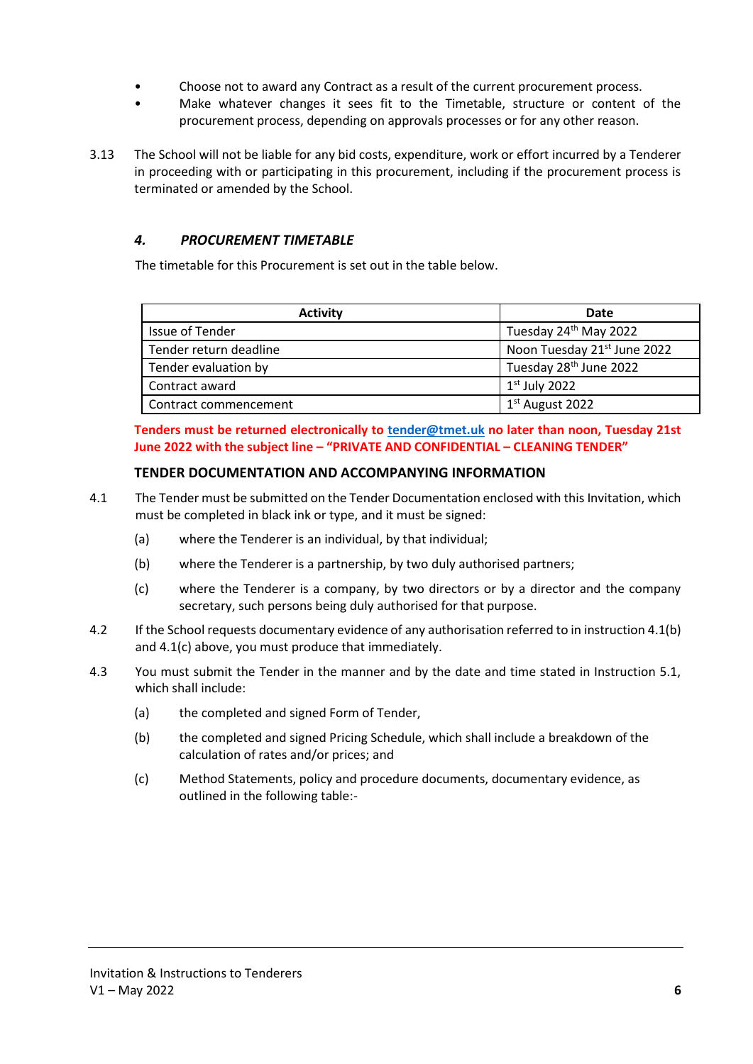- Choose not to award any Contract as a result of the current procurement process.
- Make whatever changes it sees fit to the Timetable, structure or content of the procurement process, depending on approvals processes or for any other reason.

3.13 The School will not be liable for any bid costs, expenditure, work or effort incurred by a Tenderer in proceeding with or participating in this procurement, including if the procurement process is terminated or amended by the School.

## *4. PROCUREMENT TIMETABLE*

The timetable for this Procurement is set out in the table below.

| Activity | Date |
|---|---|
| Issue of Tender | Tuesday 24th May 2022 |
| Tender return deadline | Noon Tuesday 21st June 2022 |
| Tender evaluation by | Tuesday 28th June 2022 |
| Contract award | 1st July 2022 |
| Contract commencement | 1st August 2022 |

**Tenders must be returned electronically to tender@tmet.uk no later than noon, Tuesday 21st June 2022 with the subject line – "PRIVATE AND CONFIDENTIAL – CLEANING TENDER"**

### TENDER DOCUMENTATION AND ACCOMPANYING INFORMATION

4.1 The Tender must be submitted on the Tender Documentation enclosed with this Invitation, which must be completed in black ink or type, and it must be signed:

(a) where the Tenderer is an individual, by that individual;

(b) where the Tenderer is a partnership, by two duly authorised partners;

(c) where the Tenderer is a company, by two directors or by a director and the company secretary, such persons being duly authorised for that purpose.

4.2 If the School requests documentary evidence of any authorisation referred to in instruction 4.1(b) and 4.1(c) above, you must produce that immediately.

4.3 You must submit the Tender in the manner and by the date and time stated in Instruction 5.1, which shall include:

(a) the completed and signed Form of Tender,

(b) the completed and signed Pricing Schedule, which shall include a breakdown of the calculation of rates and/or prices; and

(c) Method Statements, policy and procedure documents, documentary evidence, as outlined in the following table:-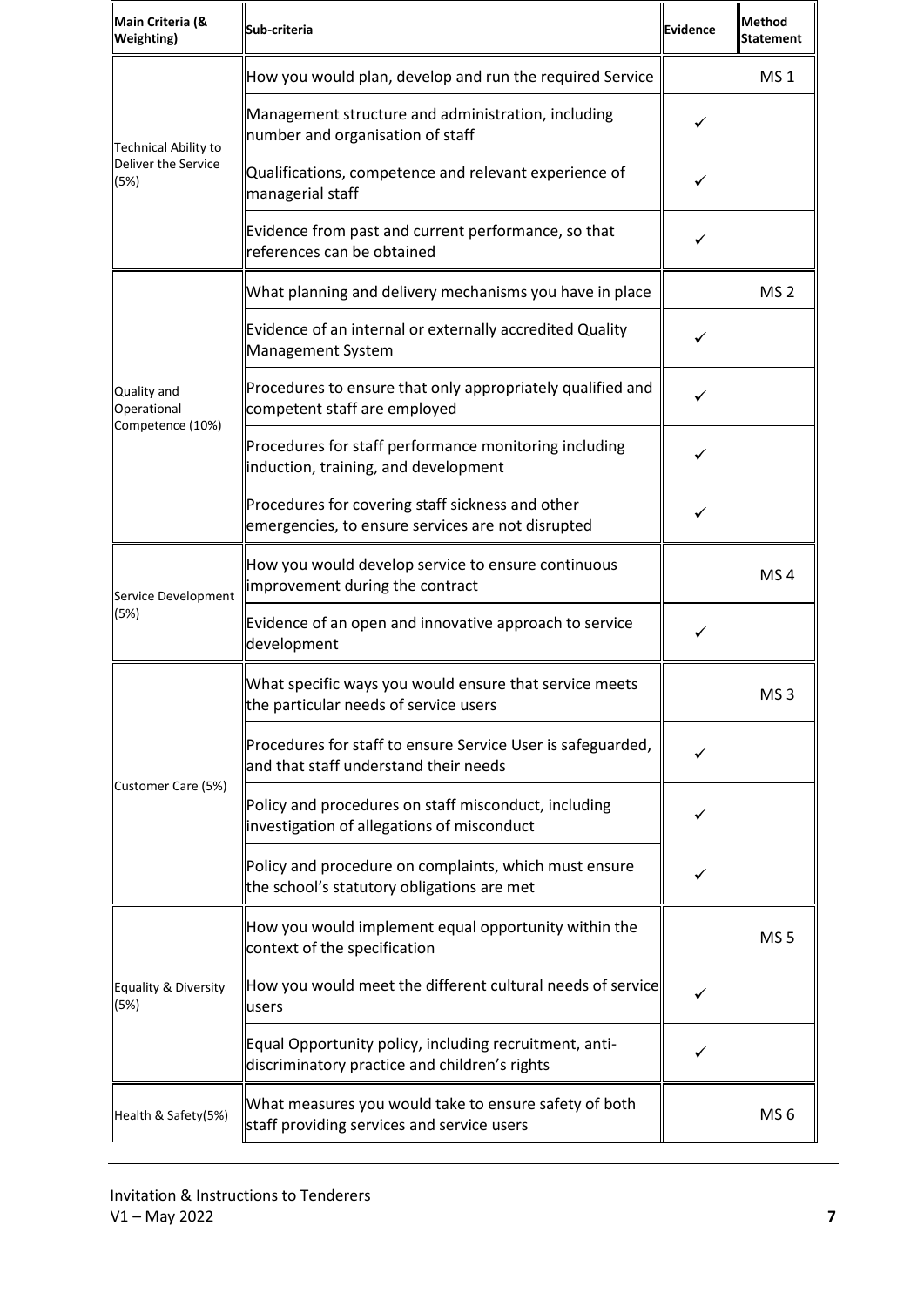| Main Criteria (& Weighting) | Sub-criteria | Evidence | Method Statement |
|---|---|---|---|
| Technical Ability to Deliver the Service (5%) | How you would plan, develop and run the required Service | | MS 1 |
| | Management structure and administration, including number and organisation of staff | ✓ | |
| | Qualifications, competence and relevant experience of managerial staff | ✓ | |
| | Evidence from past and current performance, so that references can be obtained | ✓ | |
| Quality and Operational Competence (10%) | What planning and delivery mechanisms you have in place | | MS 2 |
| | Evidence of an internal or externally accredited Quality Management System | ✓ | |
| | Procedures to ensure that only appropriately qualified and competent staff are employed | ✓ | |
| | Procedures for staff performance monitoring including induction, training, and development | ✓ | |
| | Procedures for covering staff sickness and other emergencies, to ensure services are not disrupted | ✓ | |
| Service Development (5%) | How you would develop service to ensure continuous improvement during the contract | | MS 4 |
| | Evidence of an open and innovative approach to service development | ✓ | |
| Customer Care (5%) | What specific ways you would ensure that service meets the particular needs of service users | | MS 3 |
| | Procedures for staff to ensure Service User is safeguarded, and that staff understand their needs | ✓ | |
| | Policy and procedures on staff misconduct, including investigation of allegations of misconduct | ✓ | |
| | Policy and procedure on complaints, which must ensure the school's statutory obligations are met | ✓ | |
| Equality & Diversity (5%) | How you would implement equal opportunity within the context of the specification | | MS 5 |
| | How you would meet the different cultural needs of service users | ✓ | |
| | Equal Opportunity policy, including recruitment, anti-discriminatory practice and children's rights | ✓ | |
| Health & Safety(5%) | What measures you would take to ensure safety of both staff providing services and service users | | MS 6 |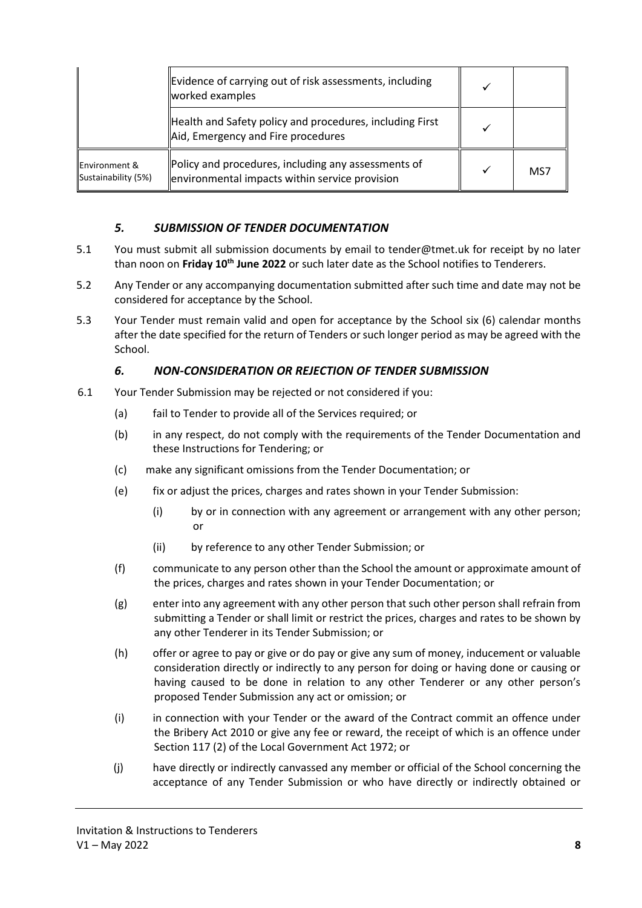| | | | |
|---|---|---|---|
| | Evidence of carrying out of risk assessments, including worked examples | ✓ | |
| | Health and Safety policy and procedures, including First Aid, Emergency and Fire procedures | ✓ | |
| Environment & Sustainability (5%) | Policy and procedures, including any assessments of environmental impacts within service provision | ✓ | MS7 |

### *5. SUBMISSION OF TENDER DOCUMENTATION*

5.1 You must submit all submission documents by email to tender@tmet.uk for receipt by no later than noon on **Friday 10th June 2022** or such later date as the School notifies to Tenderers.

5.2 Any Tender or any accompanying documentation submitted after such time and date may not be considered for acceptance by the School.

5.3 Your Tender must remain valid and open for acceptance by the School six (6) calendar months after the date specified for the return of Tenders or such longer period as may be agreed with the School.

### *6. NON-CONSIDERATION OR REJECTION OF TENDER SUBMISSION*

6.1 Your Tender Submission may be rejected or not considered if you:

(a) fail to Tender to provide all of the Services required; or

(b) in any respect, do not comply with the requirements of the Tender Documentation and these Instructions for Tendering; or

(c) make any significant omissions from the Tender Documentation; or

(e) fix or adjust the prices, charges and rates shown in your Tender Submission:

(i) by or in connection with any agreement or arrangement with any other person; or

(ii) by reference to any other Tender Submission; or

(f) communicate to any person other than the School the amount or approximate amount of the prices, charges and rates shown in your Tender Documentation; or

(g) enter into any agreement with any other person that such other person shall refrain from submitting a Tender or shall limit or restrict the prices, charges and rates to be shown by any other Tenderer in its Tender Submission; or

(h) offer or agree to pay or give or do pay or give any sum of money, inducement or valuable consideration directly or indirectly to any person for doing or having done or causing or having caused to be done in relation to any other Tenderer or any other person's proposed Tender Submission any act or omission; or

(i) in connection with your Tender or the award of the Contract commit an offence under the Bribery Act 2010 or give any fee or reward, the receipt of which is an offence under Section 117 (2) of the Local Government Act 1972; or

(j) have directly or indirectly canvassed any member or official of the School concerning the acceptance of any Tender Submission or who have directly or indirectly obtained or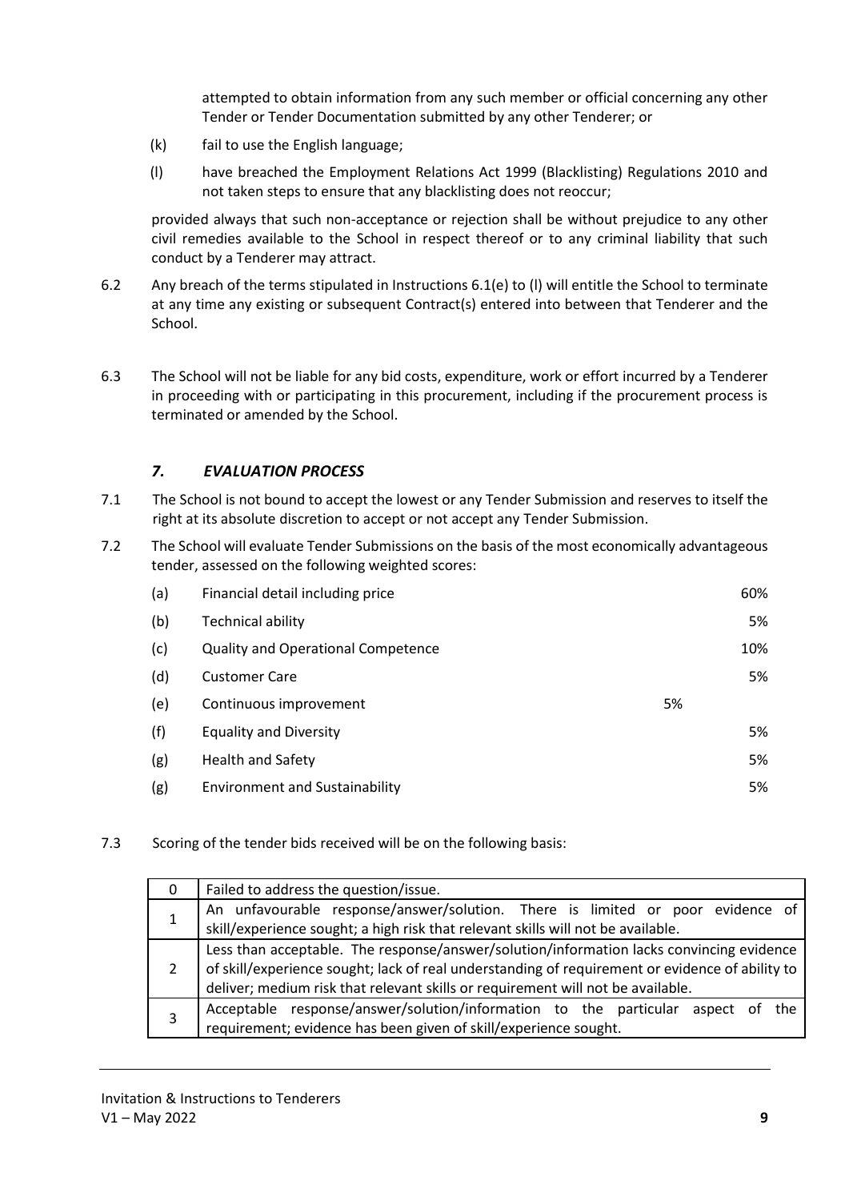attempted to obtain information from any such member or official concerning any other Tender or Tender Documentation submitted by any other Tenderer; or

(k) fail to use the English language;

(l) have breached the Employment Relations Act 1999 (Blacklisting) Regulations 2010 and not taken steps to ensure that any blacklisting does not reoccur;

provided always that such non-acceptance or rejection shall be without prejudice to any other civil remedies available to the School in respect thereof or to any criminal liability that such conduct by a Tenderer may attract.

6.2 Any breach of the terms stipulated in Instructions 6.1(e) to (l) will entitle the School to terminate at any time any existing or subsequent Contract(s) entered into between that Tenderer and the School.

6.3 The School will not be liable for any bid costs, expenditure, work or effort incurred by a Tenderer in proceeding with or participating in this procurement, including if the procurement process is terminated or amended by the School.

## *7. EVALUATION PROCESS*

7.1 The School is not bound to accept the lowest or any Tender Submission and reserves to itself the right at its absolute discretion to accept or not accept any Tender Submission.

7.2 The School will evaluate Tender Submissions on the basis of the most economically advantageous tender, assessed on the following weighted scores:

| | | |
|---|---|---|
| (a) | Financial detail including price | 60% |
| (b) | Technical ability | 5% |
| (c) | Quality and Operational Competence | 10% |
| (d) | Customer Care | 5% |
| (e) | Continuous improvement | 5% |
| (f) | Equality and Diversity | 5% |
| (g) | Health and Safety | 5% |
| (g) | Environment and Sustainability | 5% |

7.3 Scoring of the tender bids received will be on the following basis:

| | |
|---|---|
| 0 | Failed to address the question/issue. |
| 1 | An unfavourable response/answer/solution. There is limited or poor evidence of skill/experience sought; a high risk that relevant skills will not be available. |
| 2 | Less than acceptable. The response/answer/solution/information lacks convincing evidence of skill/experience sought; lack of real understanding of requirement or evidence of ability to deliver; medium risk that relevant skills or requirement will not be available. |
| 3 | Acceptable response/answer/solution/information to the particular aspect of the requirement; evidence has been given of skill/experience sought. |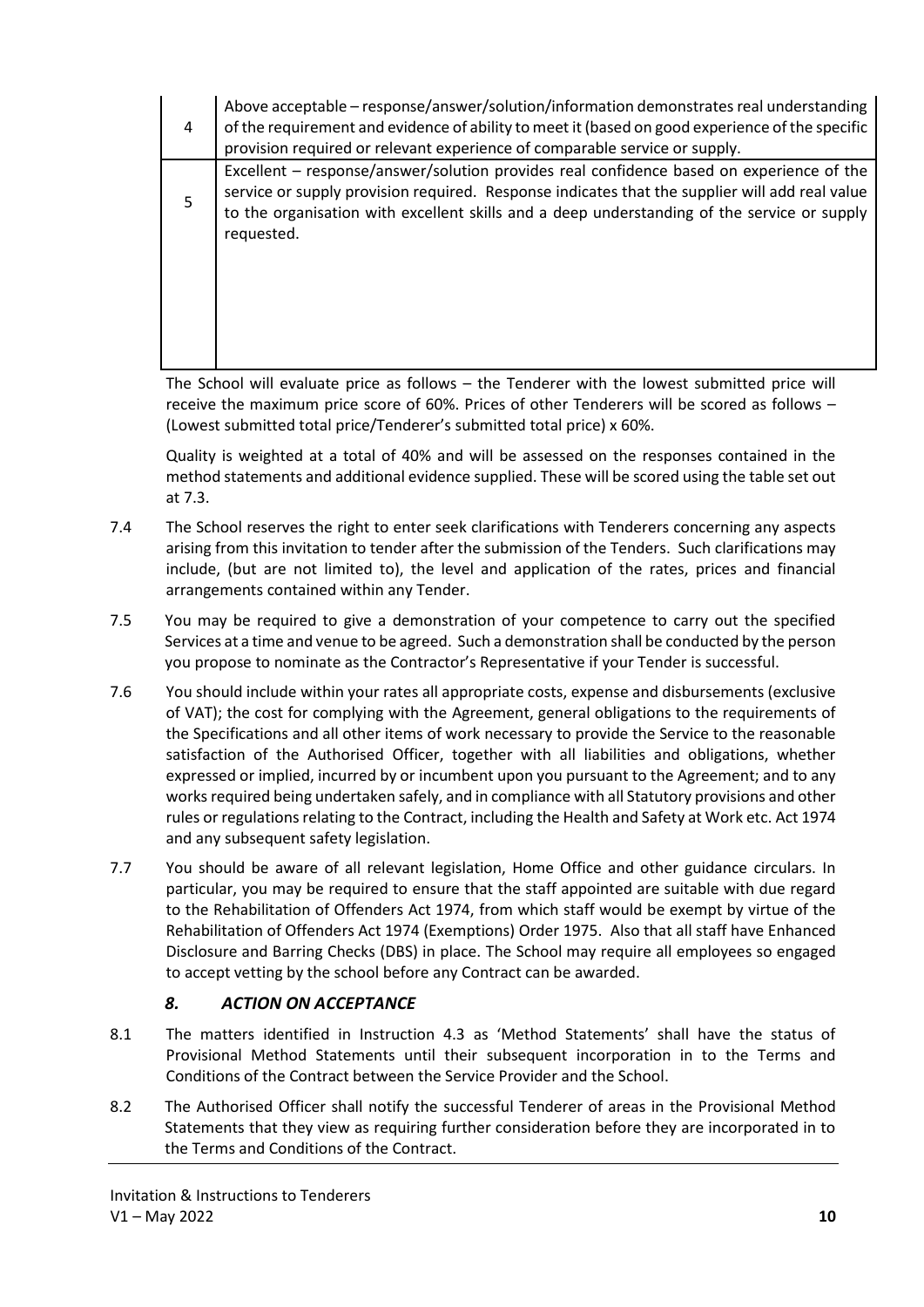| | |
|---|---|
| 4 | Above acceptable – response/answer/solution/information demonstrates real understanding of the requirement and evidence of ability to meet it (based on good experience of the specific provision required or relevant experience of comparable service or supply. |
| 5 | Excellent – response/answer/solution provides real confidence based on experience of the service or supply provision required. Response indicates that the supplier will add real value to the organisation with excellent skills and a deep understanding of the service or supply requested. |

The School will evaluate price as follows – the Tenderer with the lowest submitted price will receive the maximum price score of 60%. Prices of other Tenderers will be scored as follows – (Lowest submitted total price/Tenderer's submitted total price) x 60%.

Quality is weighted at a total of 40% and will be assessed on the responses contained in the method statements and additional evidence supplied. These will be scored using the table set out at 7.3.

7.4 The School reserves the right to enter seek clarifications with Tenderers concerning any aspects arising from this invitation to tender after the submission of the Tenders. Such clarifications may include, (but are not limited to), the level and application of the rates, prices and financial arrangements contained within any Tender.

7.5 You may be required to give a demonstration of your competence to carry out the specified Services at a time and venue to be agreed. Such a demonstration shall be conducted by the person you propose to nominate as the Contractor's Representative if your Tender is successful.

7.6 You should include within your rates all appropriate costs, expense and disbursements (exclusive of VAT); the cost for complying with the Agreement, general obligations to the requirements of the Specifications and all other items of work necessary to provide the Service to the reasonable satisfaction of the Authorised Officer, together with all liabilities and obligations, whether expressed or implied, incurred by or incumbent upon you pursuant to the Agreement; and to any works required being undertaken safely, and in compliance with all Statutory provisions and other rules or regulations relating to the Contract, including the Health and Safety at Work etc. Act 1974 and any subsequent safety legislation.

7.7 You should be aware of all relevant legislation, Home Office and other guidance circulars. In particular, you may be required to ensure that the staff appointed are suitable with due regard to the Rehabilitation of Offenders Act 1974, from which staff would be exempt by virtue of the Rehabilitation of Offenders Act 1974 (Exemptions) Order 1975. Also that all staff have Enhanced Disclosure and Barring Checks (DBS) in place. The School may require all employees so engaged to accept vetting by the school before any Contract can be awarded.

## *8. ACTION ON ACCEPTANCE*

8.1 The matters identified in Instruction 4.3 as 'Method Statements' shall have the status of Provisional Method Statements until their subsequent incorporation in to the Terms and Conditions of the Contract between the Service Provider and the School.

8.2 The Authorised Officer shall notify the successful Tenderer of areas in the Provisional Method Statements that they view as requiring further consideration before they are incorporated in to the Terms and Conditions of the Contract.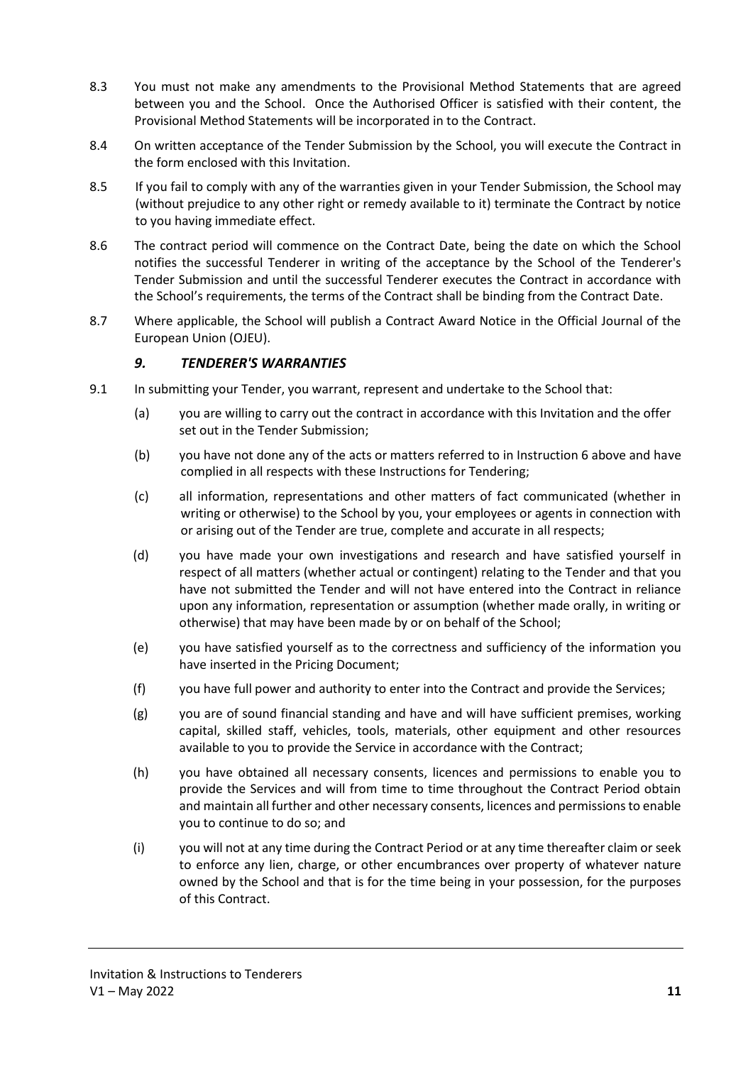8.3 You must not make any amendments to the Provisional Method Statements that are agreed between you and the School. Once the Authorised Officer is satisfied with their content, the Provisional Method Statements will be incorporated in to the Contract.

8.4 On written acceptance of the Tender Submission by the School, you will execute the Contract in the form enclosed with this Invitation.

8.5 If you fail to comply with any of the warranties given in your Tender Submission, the School may (without prejudice to any other right or remedy available to it) terminate the Contract by notice to you having immediate effect.

8.6 The contract period will commence on the Contract Date, being the date on which the School notifies the successful Tenderer in writing of the acceptance by the School of the Tenderer's Tender Submission and until the successful Tenderer executes the Contract in accordance with the School's requirements, the terms of the Contract shall be binding from the Contract Date.

8.7 Where applicable, the School will publish a Contract Award Notice in the Official Journal of the European Union (OJEU).

### *9. TENDERER'S WARRANTIES*

9.1 In submitting your Tender, you warrant, represent and undertake to the School that:

(a) you are willing to carry out the contract in accordance with this Invitation and the offer set out in the Tender Submission;

(b) you have not done any of the acts or matters referred to in Instruction 6 above and have complied in all respects with these Instructions for Tendering;

(c) all information, representations and other matters of fact communicated (whether in writing or otherwise) to the School by you, your employees or agents in connection with or arising out of the Tender are true, complete and accurate in all respects;

(d) you have made your own investigations and research and have satisfied yourself in respect of all matters (whether actual or contingent) relating to the Tender and that you have not submitted the Tender and will not have entered into the Contract in reliance upon any information, representation or assumption (whether made orally, in writing or otherwise) that may have been made by or on behalf of the School;

(e) you have satisfied yourself as to the correctness and sufficiency of the information you have inserted in the Pricing Document;

(f) you have full power and authority to enter into the Contract and provide the Services;

(g) you are of sound financial standing and have and will have sufficient premises, working capital, skilled staff, vehicles, tools, materials, other equipment and other resources available to you to provide the Service in accordance with the Contract;

(h) you have obtained all necessary consents, licences and permissions to enable you to provide the Services and will from time to time throughout the Contract Period obtain and maintain all further and other necessary consents, licences and permissions to enable you to continue to do so; and

(i) you will not at any time during the Contract Period or at any time thereafter claim or seek to enforce any lien, charge, or other encumbrances over property of whatever nature owned by the School and that is for the time being in your possession, for the purposes of this Contract.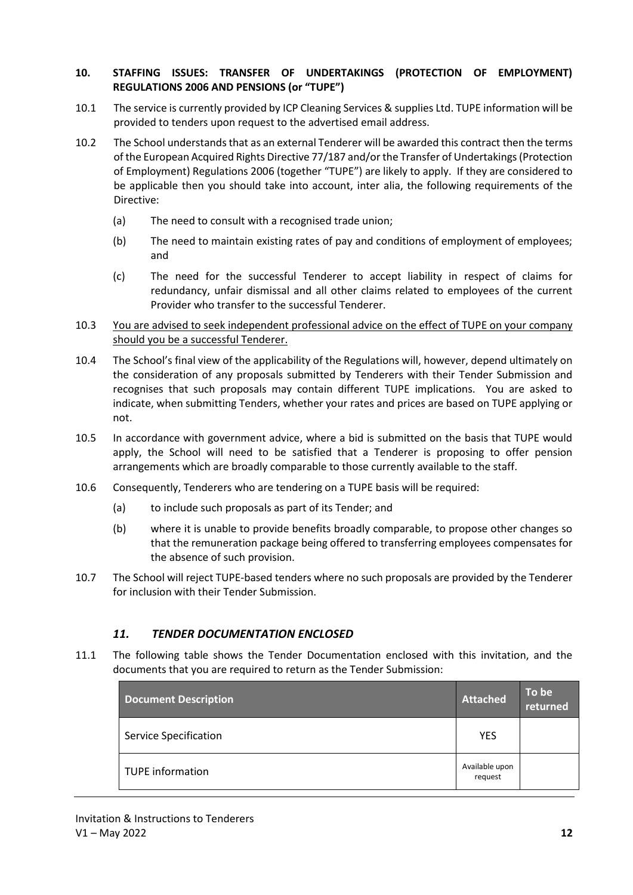## 10. STAFFING ISSUES: TRANSFER OF UNDERTAKINGS (PROTECTION OF EMPLOYMENT) REGULATIONS 2006 AND PENSIONS (or "TUPE")

10.1 The service is currently provided by ICP Cleaning Services & supplies Ltd. TUPE information will be provided to tenders upon request to the advertised email address.

10.2 The School understands that as an external Tenderer will be awarded this contract then the terms of the European Acquired Rights Directive 77/187 and/or the Transfer of Undertakings (Protection of Employment) Regulations 2006 (together "TUPE") are likely to apply. If they are considered to be applicable then you should take into account, inter alia, the following requirements of the Directive:

- (a) The need to consult with a recognised trade union;
- (b) The need to maintain existing rates of pay and conditions of employment of employees; and
- (c) The need for the successful Tenderer to accept liability in respect of claims for redundancy, unfair dismissal and all other claims related to employees of the current Provider who transfer to the successful Tenderer.

10.3 <u>You are advised to seek independent professional advice on the effect of TUPE on your company should you be a successful Tenderer.</u>

10.4 The School's final view of the applicability of the Regulations will, however, depend ultimately on the consideration of any proposals submitted by Tenderers with their Tender Submission and recognises that such proposals may contain different TUPE implications. You are asked to indicate, when submitting Tenders, whether your rates and prices are based on TUPE applying or not.

10.5 In accordance with government advice, where a bid is submitted on the basis that TUPE would apply, the School will need to be satisfied that a Tenderer is proposing to offer pension arrangements which are broadly comparable to those currently available to the staff.

10.6 Consequently, Tenderers who are tendering on a TUPE basis will be required:

- (a) to include such proposals as part of its Tender; and
- (b) where it is unable to provide benefits broadly comparable, to propose other changes so that the remuneration package being offered to transferring employees compensates for the absence of such provision.

10.7 The School will reject TUPE-based tenders where no such proposals are provided by the Tenderer for inclusion with their Tender Submission.

## *11. TENDER DOCUMENTATION ENCLOSED*

11.1 The following table shows the Tender Documentation enclosed with this invitation, and the documents that you are required to return as the Tender Submission:

| Document Description | Attached | To be returned |
|---|---|---|
| Service Specification | YES | |
| TUPE information | Available upon request | |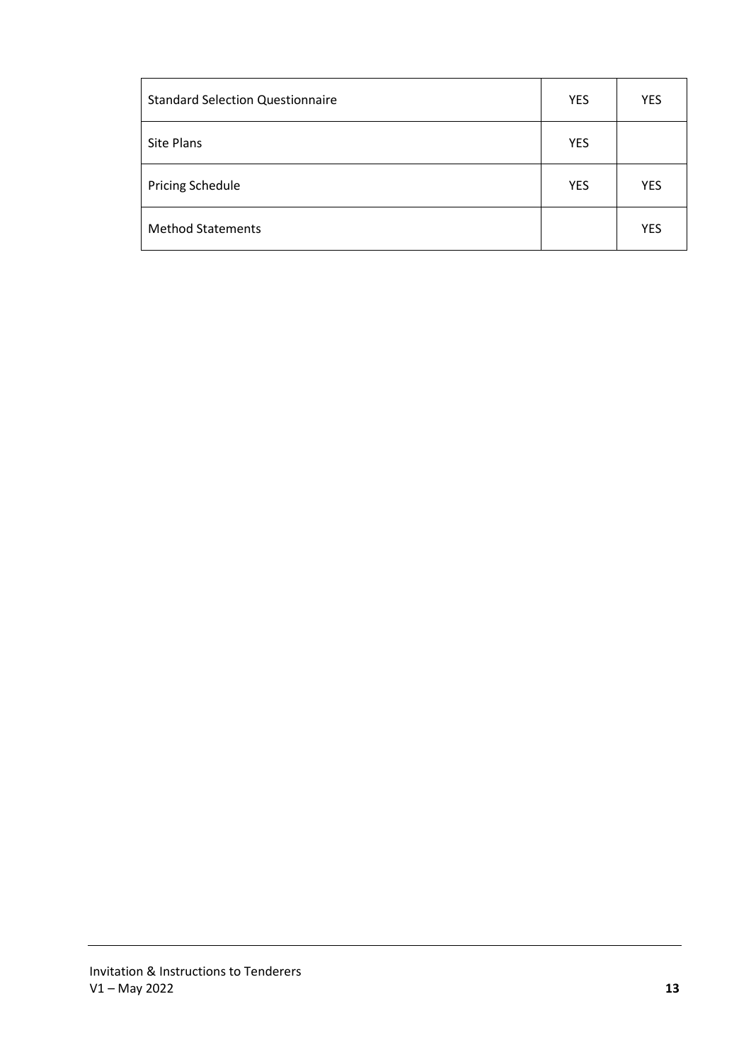| | | |
|---|---|---|
| Standard Selection Questionnaire | YES | YES |
| Site Plans | YES | |
| Pricing Schedule | YES | YES |
| Method Statements | | YES |